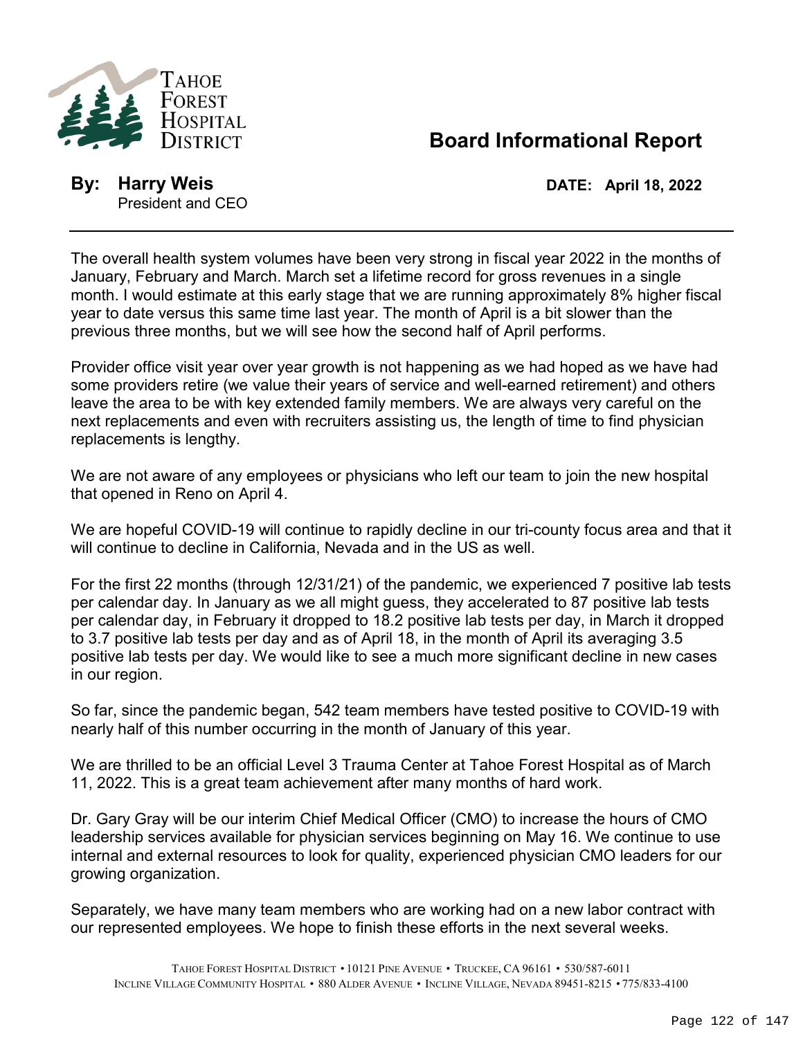TAHOE FOREST HOSPITAL DISTRICT

# Board Informational Report

**By: Harry Weis**
President and CEO

**DATE: April 18, 2022**

---

The overall health system volumes have been very strong in fiscal year 2022 in the months of January, February and March. March set a lifetime record for gross revenues in a single month. I would estimate at this early stage that we are running approximately 8% higher fiscal year to date versus this same time last year. The month of April is a bit slower than the previous three months, but we will see how the second half of April performs.

Provider office visit year over year growth is not happening as we had hoped as we have had some providers retire (we value their years of service and well-earned retirement) and others leave the area to be with key extended family members. We are always very careful on the next replacements and even with recruiters assisting us, the length of time to find physician replacements is lengthy.

We are not aware of any employees or physicians who left our team to join the new hospital that opened in Reno on April 4.

We are hopeful COVID-19 will continue to rapidly decline in our tri-county focus area and that it will continue to decline in California, Nevada and in the US as well.

For the first 22 months (through 12/31/21) of the pandemic, we experienced 7 positive lab tests per calendar day. In January as we all might guess, they accelerated to 87 positive lab tests per calendar day, in February it dropped to 18.2 positive lab tests per day, in March it dropped to 3.7 positive lab tests per day and as of April 18, in the month of April its averaging 3.5 positive lab tests per day. We would like to see a much more significant decline in new cases in our region.

So far, since the pandemic began, 542 team members have tested positive to COVID-19 with nearly half of this number occurring in the month of January of this year.

We are thrilled to be an official Level 3 Trauma Center at Tahoe Forest Hospital as of March 11, 2022. This is a great team achievement after many months of hard work.

Dr. Gary Gray will be our interim Chief Medical Officer (CMO) to increase the hours of CMO leadership services available for physician services beginning on May 16. We continue to use internal and external resources to look for quality, experienced physician CMO leaders for our growing organization.

Separately, we have many team members who are working had on a new labor contract with our represented employees. We hope to finish these efforts in the next several weeks.

TAHOE FOREST HOSPITAL DISTRICT • 10121 PINE AVENUE • TRUCKEE, CA 96161 • 530/587-6011
INCLINE VILLAGE COMMUNITY HOSPITAL • 880 ALDER AVENUE • INCLINE VILLAGE, NEVADA 89451-8215 • 775/833-4100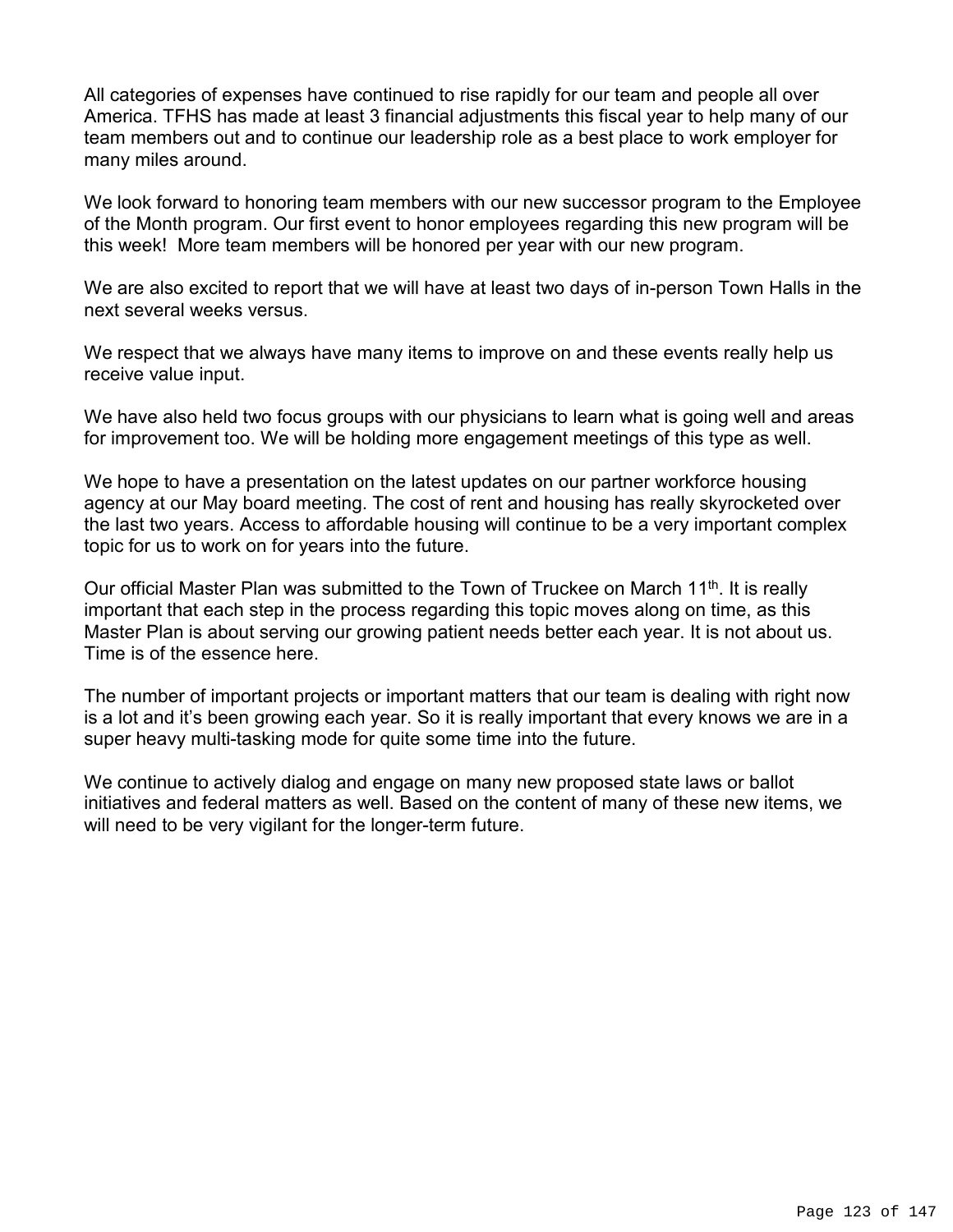All categories of expenses have continued to rise rapidly for our team and people all over America. TFHS has made at least 3 financial adjustments this fiscal year to help many of our team members out and to continue our leadership role as a best place to work employer for many miles around.

We look forward to honoring team members with our new successor program to the Employee of the Month program. Our first event to honor employees regarding this new program will be this week! More team members will be honored per year with our new program.

We are also excited to report that we will have at least two days of in-person Town Halls in the next several weeks versus.

We respect that we always have many items to improve on and these events really help us receive value input.

We have also held two focus groups with our physicians to learn what is going well and areas for improvement too. We will be holding more engagement meetings of this type as well.

We hope to have a presentation on the latest updates on our partner workforce housing agency at our May board meeting. The cost of rent and housing has really skyrocketed over the last two years. Access to affordable housing will continue to be a very important complex topic for us to work on for years into the future.

Our official Master Plan was submitted to the Town of Truckee on March 11th. It is really important that each step in the process regarding this topic moves along on time, as this Master Plan is about serving our growing patient needs better each year. It is not about us. Time is of the essence here.

The number of important projects or important matters that our team is dealing with right now is a lot and it's been growing each year. So it is really important that every knows we are in a super heavy multi-tasking mode for quite some time into the future.

We continue to actively dialog and engage on many new proposed state laws or ballot initiatives and federal matters as well. Based on the content of many of these new items, we will need to be very vigilant for the longer-term future.